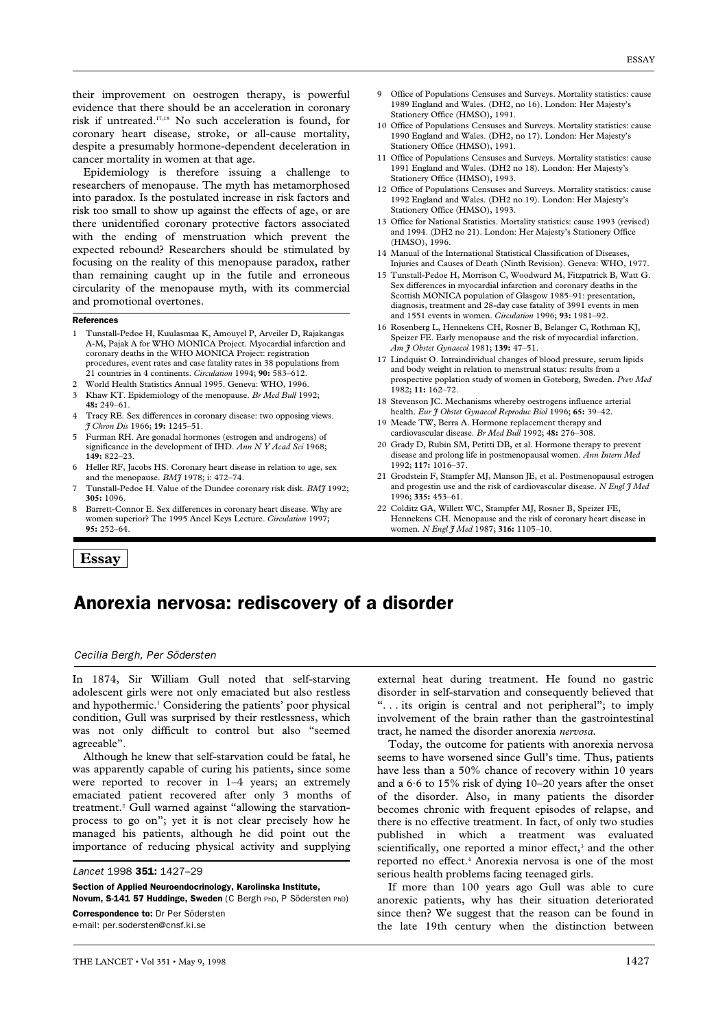their improvement on oestrogen therapy, is powerful evidence that there should be an acceleration in coronary risk if untreated.[17,18] No such acceleration is found, for coronary heart disease, stroke, or all-cause mortality, despite a presumably hormone-dependent deceleration in cancer mortality in women at that age.

Epidemiology is therefore issuing a challenge to researchers of menopause. The myth has metamorphosed into paradox. Is the postulated increase in risk factors and risk too small to show up against the effects of age, or are there unidentified coronary protective factors associated with the ending of menstruation which prevent the expected rebound? Researchers should be stimulated by focusing on the reality of this menopause paradox, rather than remaining caught up in the futile and erroneous circularity of the menopause myth, with its commercial and promotional overtones.

#### References

1. Tunstall-Pedoe H, Kuulasmaa K, Amouyel P, Arveiler D, Rajakangas A-M, Pajak A for WHO MONICA Project. Myocardial infarction and coronary deaths in the WHO MONICA Project: registration procedures, event rates and case fatality rates in 38 populations from 21 countries in 4 continents. *Circulation* 1994; **90:** 583–612.
2. World Health Statistics Annual 1995. Geneva: WHO, 1996.
3. Khaw KT. Epidemiology of the menopause. *Br Med Bull* 1992; **48:** 249–61.
4. Tracy RE. Sex differences in coronary disease: two opposing views. *J Chron Dis* 1966; **19:** 1245–51.
5. Furman RH. Are gonadal hormones (estrogen and androgens) of significance in the development of IHD. *Ann N Y Acad Sci* 1968; **149:** 822–23.
6. Heller RF, Jacobs HS. Coronary heart disease in relation to age, sex and the menopause. *BMJ* 1978; i: 472–74.
7. Tunstall-Pedoe H. Value of the Dundee coronary risk disk. *BMJ* 1992; **305:** 1096.
8. Barrett-Connor E. Sex differences in coronary heart disease. Why are women superior? The 1995 Ancel Keys Lecture. *Circulation* 1997; **95:** 252–64.
9. Office of Populations Censuses and Surveys. Mortality statistics: cause 1989 England and Wales. (DH2, no 16). London: Her Majesty's Stationery Office (HMSO), 1991.
10. Office of Populations Censuses and Surveys. Mortality statistics: cause 1990 England and Wales. (DH2, no 17). London: Her Majesty's Stationery Office (HMSO), 1991.
11. Office of Populations Censuses and Surveys. Mortality statistics: cause 1991 England and Wales. (DH2 no 18). London: Her Majesty's Stationery Office (HMSO), 1993.
12. Office of Populations Censuses and Surveys. Mortality statistics: cause 1992 England and Wales. (DH2 no 19). London: Her Majesty's Stationery Office (HMSO), 1993.
13. Office for National Statistics. Mortality statistics: cause 1993 (revised) and 1994. (DH2 no 21). London: Her Majesty's Stationery Office (HMSO), 1996.
14. Manual of the International Statistical Classification of Diseases, Injuries and Causes of Death (Ninth Revision). Geneva: WHO, 1977.
15. Tunstall-Pedoe H, Morrison C, Woodward M, Fitzpatrick B, Watt G. Sex differences in myocardial infarction and coronary deaths in the Scottish MONICA population of Glasgow 1985–91: presentation, diagnosis, treatment and 28-day case fatality of 3991 events in men and 1551 events in women. *Circulation* 1996; **93:** 1981–92.
16. Rosenberg L, Hennekens CH, Rosner B, Belanger C, Rothman KJ, Speizer FE. Early menopause and the risk of myocardial infarction. *Am J Obstet Gynaecol* 1981; **139:** 47–51.
17. Lindquist O. Intraindividual changes of blood pressure, serum lipids and body weight in relation to menstrual status: results from a prospective poplation study of women in Goteborg, Sweden. *Prev Med* 1982; **11:** 162–72.
18. Stevenson JC. Mechanisms whereby oestrogens influence arterial health. *Eur J Obstet Gynaecol Reproduc Biol* 1996; **65:** 39–42.
19. Meade TW, Berra A. Hormone replacement therapy and cardiovascular disease. *Br Med Bull* 1992; **48:** 276–308.
20. Grady D, Rubin SM, Petitti DB, et al. Hormone therapy to prevent disease and prolong life in postmenopausal women. *Ann Intern Med* 1992; **117:** 1016–37.
21. Grodstein F, Stampfer MJ, Manson JE, et al. Postmenopausal estrogen and progestin use and the risk of cardiovascular disease. *N Engl J Med* 1996; **335:** 453–61.
22. Colditz GA, Willett WC, Stampfer MJ, Rosner B, Speizer FE, Hennekens CH. Menopause and the risk of coronary heart disease in women. *N Engl J Med* 1987; **316:** 1105–10.

**Essay**

# Anorexia nervosa: rediscovery of a disorder

*Cecilia Bergh, Per Södersten*

In 1874, Sir William Gull noted that self-starving adolescent girls were not only emaciated but also restless and hypothermic.[1] Considering the patients' poor physical condition, Gull was surprised by their restlessness, which was not only difficult to control but also "seemed agreeable".

Although he knew that self-starvation could be fatal, he was apparently capable of curing his patients, since some were reported to recover in 1–4 years; an extremely emaciated patient recovered after only 3 months of treatment.[2] Gull warned against "allowing the starvation-process to go on"; yet it is not clear precisely how he managed his patients, although he did point out the importance of reducing physical activity and supplying external heat during treatment. He found no gastric disorder in self-starvation and consequently believed that "... its origin is central and not peripheral"; to imply involvement of the brain rather than the gastrointestinal tract, he named the disorder anorexia *nervosa*.

Today, the outcome for patients with anorexia nervosa seems to have worsened since Gull's time. Thus, patients have less than a 50% chance of recovery within 10 years and a 6·6 to 15% risk of dying 10–20 years after the onset of the disorder. Also, in many patients the disorder becomes chronic with frequent episodes of relapse, and there is no effective treatment. In fact, of only two studies published in which a treatment was evaluated scientifically, one reported a minor effect,[3] and the other reported no effect.[4] Anorexia nervosa is one of the most serious health problems facing teenaged girls.

If more than 100 years ago Gull was able to cure anorexic patients, why has their situation deteriorated since then? We suggest that the reason can be found in the late 19th century when the distinction between

*Lancet* 1998 **351:** 1427–29

**Section of Applied Neuroendocrinology, Karolinska Institute, Novum, S-141 57 Huddinge, Sweden** (C Bergh PhD, P Södersten PhD)

**Correspondence to:** Dr Per Södersten
e-mail: per.sodersten@cnsf.ki.se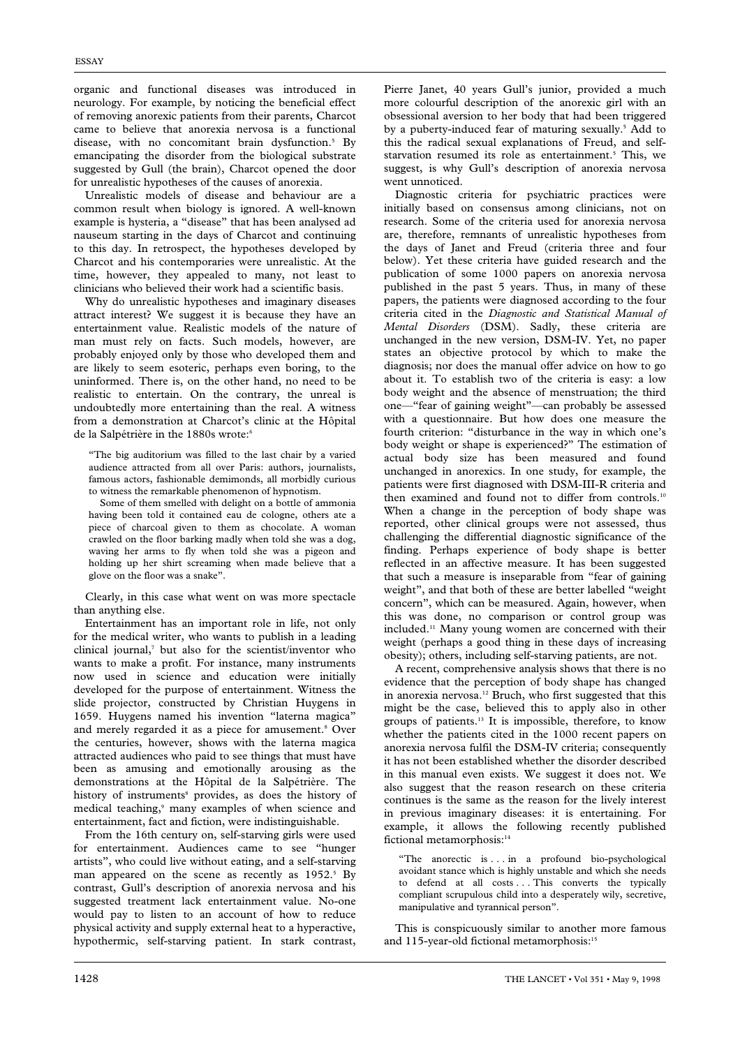organic and functional diseases was introduced in neurology. For example, by noticing the beneficial effect of removing anorexic patients from their parents, Charcot came to believe that anorexia nervosa is a functional disease, with no concomitant brain dysfunction.[5] By emancipating the disorder from the biological substrate suggested by Gull (the brain), Charcot opened the door for unrealistic hypotheses of the causes of anorexia.

Unrealistic models of disease and behaviour are a common result when biology is ignored. A well-known example is hysteria, a "disease" that has been analysed ad nauseum starting in the days of Charcot and continuing to this day. In retrospect, the hypotheses developed by Charcot and his contemporaries were unrealistic. At the time, however, they appealed to many, not least to clinicians who believed their work had a scientific basis.

Why do unrealistic hypotheses and imaginary diseases attract interest? We suggest it is because they have an entertainment value. Realistic models of the nature of man must rely on facts. Such models, however, are probably enjoyed only by those who developed them and are likely to seem esoteric, perhaps even boring, to the uninformed. There is, on the other hand, no need to be realistic to entertain. On the contrary, the unreal is undoubtedly more entertaining than the real. A witness from a demonstration at Charcot's clinic at the Hôpital de la Salpétrière in the 1880s wrote:[6]

> "The big auditorium was filled to the last chair by a varied audience attracted from all over Paris: authors, journalists, famous actors, fashionable demimonds, all morbidly curious to witness the remarkable phenomenon of hypnotism.
>
> Some of them smelled with delight on a bottle of ammonia having been told it contained eau de cologne, others ate a piece of charcoal given to them as chocolate. A woman crawled on the floor barking madly when told she was a dog, waving her arms to fly when told she was a pigeon and holding up her shirt screaming when made believe that a glove on the floor was a snake".

Clearly, in this case what went on was more spectacle than anything else.

Entertainment has an important role in life, not only for the medical writer, who wants to publish in a leading clinical journal,[7] but also for the scientist/inventor who wants to make a profit. For instance, many instruments now used in science and education were initially developed for the purpose of entertainment. Witness the slide projector, constructed by Christian Huygens in 1659. Huygens named his invention "laterna magica" and merely regarded it as a piece for amusement.[8] Over the centuries, however, shows with the laterna magica attracted audiences who paid to see things that must have been as amusing and emotionally arousing as the demonstrations at the Hôpital de la Salpétrière. The history of instruments[8] provides, as does the history of medical teaching,[9] many examples of when science and entertainment, fact and fiction, were indistinguishable.

From the 16th century on, self-starving girls were used for entertainment. Audiences came to see "hunger artists", who could live without eating, and a self-starving man appeared on the scene as recently as 1952.[5] By contrast, Gull's description of anorexia nervosa and his suggested treatment lack entertainment value. No-one would pay to listen to an account of how to reduce physical activity and supply external heat to a hyperactive, hypothermic, self-starving patient. In stark contrast, Pierre Janet, 40 years Gull's junior, provided a much more colourful description of the anorexic girl with an obsessional aversion to her body that had been triggered by a puberty-induced fear of maturing sexually.[5] Add to this the radical sexual explanations of Freud, and self-starvation resumed its role as entertainment.[5] This, we suggest, is why Gull's description of anorexia nervosa went unnoticed.

Diagnostic criteria for psychiatric practices were initially based on consensus among clinicians, not on research. Some of the criteria used for anorexia nervosa are, therefore, remnants of unrealistic hypotheses from the days of Janet and Freud (criteria three and four below). Yet these criteria have guided research and the publication of some 1000 papers on anorexia nervosa published in the past 5 years. Thus, in many of these papers, the patients were diagnosed according to the four criteria cited in the *Diagnostic and Statistical Manual of Mental Disorders* (DSM). Sadly, these criteria are unchanged in the new version, DSM-IV. Yet, no paper states an objective protocol by which to make the diagnosis; nor does the manual offer advice on how to go about it. To establish two of the criteria is easy: a low body weight and the absence of menstruation; the third one—"fear of gaining weight"—can probably be assessed with a questionnaire. But how does one measure the fourth criterion: "disturbance in the way in which one's body weight or shape is experienced?" The estimation of actual body size has been measured and found unchanged in anorexics. In one study, for example, the patients were first diagnosed with DSM-III-R criteria and then examined and found not to differ from controls.[10] When a change in the perception of body shape was reported, other clinical groups were not assessed, thus challenging the differential diagnostic significance of the finding. Perhaps experience of body shape is better reflected in an affective measure. It has been suggested that such a measure is inseparable from "fear of gaining weight", and that both of these are better labelled "weight concern", which can be measured. Again, however, when this was done, no comparison or control group was included.[11] Many young women are concerned with their weight (perhaps a good thing in these days of increasing obesity); others, including self-starving patients, are not.

A recent, comprehensive analysis shows that there is no evidence that the perception of body shape has changed in anorexia nervosa.[12] Bruch, who first suggested that this might be the case, believed this to apply also in other groups of patients.[13] It is impossible, therefore, to know whether the patients cited in the 1000 recent papers on anorexia nervosa fulfil the DSM-IV criteria; consequently it has not been established whether the disorder described in this manual even exists. We suggest it does not. We also suggest that the reason research on these criteria continues is the same as the reason for the lively interest in previous imaginary diseases: it is entertaining. For example, it allows the following recently published fictional metamorphosis:[14]

> "The anorectic is . . . in a profound bio-psychological avoidant stance which is highly unstable and which she needs to defend at all costs . . . This converts the typically compliant scrupulous child into a desperately wily, secretive, manipulative and tyrannical person".

This is conspicuously similar to another more famous and 115-year-old fictional metamorphosis:[15]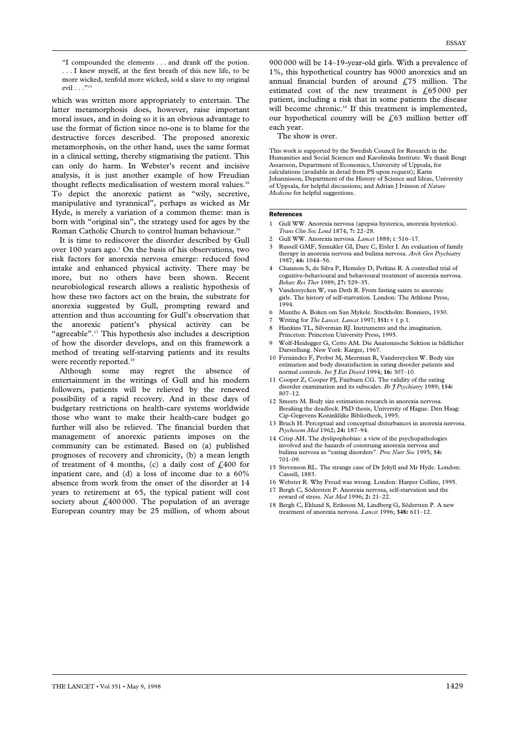> "I compounded the elements . . . and drank off the potion. . . . I knew myself, at the first breath of this new life, to be more wicked, tenfold more wicked, sold a slave to my original evil . . ."[15]

which was written more appropriately to entertain. The latter metamorphosis does, however, raise important moral issues, and in doing so it is an obvious advantage to use the format of fiction since no-one is to blame for the destructive forces described. The proposed anorexic metamorphosis, on the other hand, uses the same format in a clinical setting, thereby stigmatising the patient. This can only do harm. In Webster's recent and incisive analysis, it is just another example of how Freudian thought reflects medicalisation of western moral values.[16] To depict the anorexic patient as "wily, secretive, manipulative and tyrannical", perhaps as wicked as Mr Hyde, is merely a variation of a common theme: man is born with "original sin", the strategy used for ages by the Roman Catholic Church to control human behaviour.[16]

It is time to rediscover the disorder described by Gull over 100 years ago.[1] On the basis of his observations, two risk factors for anorexia nervosa emerge: reduced food intake and enhanced physical activity. There may be more, but no others have been shown. Recent neurobiological research allows a realistic hypothesis of how these two factors act on the brain, the substrate for anorexia suggested by Gull, prompting reward and attention and thus accounting for Gull's observation that the anorexic patient's physical activity can be "agreeable".[17] This hypothesis also includes a description of how the disorder develops, and on this framework a method of treating self-starving patients and its results were recently reported.[18]

Although some may regret the absence of entertainment in the writings of Gull and his modern followers, patients will be relieved by the renewed possibility of a rapid recovery. And in these days of budgetary restrictions on health-care systems worldwide those who want to make their health-care budget go further will also be relieved. The financial burden that management of anorexic patients imposes on the community can be estimated. Based on (a) published prognoses of recovery and chronicity, (b) a mean length of treatment of 4 months, (c) a daily cost of £400 for inpatient care, and (d) a loss of income due to a 60% absence from work from the onset of the disorder at 14 years to retirement at 65, the typical patient will cost society about £400 000. The population of an average European country may be 25 million, of whom about 900 000 will be 14–19-year-old girls. With a prevalence of 1%, this hypothetical country has 9000 anorexics and an annual financial burden of around £75 million. The estimated cost of the new treatment is £65 000 per patient, including a risk that in some patients the disease will become chronic.[18] If this treatment is implemented, our hypothetical country will be £63 million better off each year.

The show is over.

This work is supported by the Swedish Council for Research in the Humanities and Social Sciences and Karolinska Institute. We thank Bengt Assarsson, Department of Economics, University of Uppsala, for calculations (available in detail from PS upon request); Karin Johannisson, Department of the History of Science and Ideas, University of Uppsala, for helpful discussions; and Adrian J Ivinson of *Nature Medicine* for helpful suggestions.

## References

1. Gull WW. Anorexia nervosa (apepsia hysterica, anorexia hysterica). *Trans Clin Soc Lond* 1874; **7:** 22–28.
2. Gull WW. Anorexia nervosa. *Lancet* 1888; i: 516–17.
3. Russell GMF, Szmukler GI, Dare C, Eisler I. An evaluation of family therapy in anorexia nervosa and bulima nervosa. *Arch Gen Psychiatry* 1987; **44:** 1044–56.
4. Channon S, de Silva P, Hemsley D, Perkins R. A controlled trial of cognitive-behavioural and behavioural treatment of anorexia nervosa. *Behav Res Ther* 1989; **27:** 529–35.
5. Vandereycken W, van Deth R. From fasting saints to anorexic girls. The history of self-starvation. London: The Athlone Press, 1994.
6. Munthe A. Boken om San Mykele. Stockholm: Bonniers, 1930.
7. Writing for *The Lancet. Lancet* 1997; **351:** v 1 p 1.
8. Hankins TL, Silverman RJ. Instruments and the imagination. Princeton: Princeton University Press, 1995.
9. Wolf-Heidegger G, Cetto AM. Die Anatomische Sektion in bildlicher Darstellung. New York: Karger, 1967.
10. Fernández F, Probst M, Meerman R, Vandereycken W. Body size estimation and body dissatisfaction in eating disorder patients and normal controls. *Int J Eat Disord* 1994; **16:** 307–10.
11. Cooper Z, Cooper PJ, Fairburn CG. The validity of the eating disorder examination and its subscales. *Br J Psychiatry* 1989; **154:** 807–12.
12. Smeets M. Body size estimation research in anorexia nervosa. Breaking the deadlock. PhD thesis, University of Hague. Den Hague: Cip-Gegevens Koninklijke Bibliotheek, 1995.
13. Bruch H. Perceptual and conceptual disturbances in anorexia nervosa. *Psychosom Med* 1962; **24:** 187–94.
14. Crisp AH. The dyslipophobias: a view of the psychopathologies involved and the hazards of construing anorexia nervosa and bulima nervosa as "eating disorders". *Proc Nutr Soc* 1995; **54:** 701–09.
15. Stevenson RL. The strange case of Dr Jekyll and Mr Hyde. London: Cassell, 1883.
16. Webster R. Why Freud was wrong. London: Harper Collins, 1995.
17. Bergh C, Södersten P. Anorexia nervosa, self-starvation and the reward of stress. *Nat Med* 1996; **2:** 21–22.
18. Bergh C, Eklund S, Eriksson M, Lindberg G, Södersten P. A new treatment of anorexia nervosa. *Lancet* 1996; **348:** 611–12.